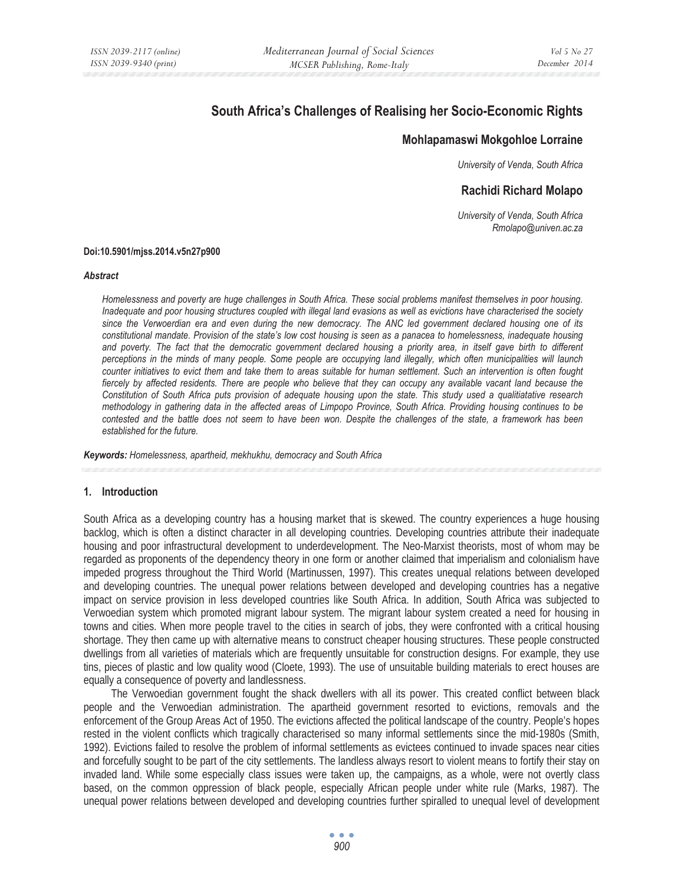# South Africa's Challenges of Realising her Socio-Economic Rights

### Mohlapamaswi Mokgohloe Lorraine

*University of Venda, South Africa*

### Rachidi Richard Molapo

*University of Venda, South Africa*
*Rmolapo@univen.ac.za*

**Doi:10.5901/mjss.2014.v5n27p900**

***Abstract***

*Homelessness and poverty are huge challenges in South Africa. These social problems manifest themselves in poor housing. Inadequate and poor housing structures coupled with illegal land evasions as well as evictions have characterised the society since the Verwoerdian era and even during the new democracy. The ANC led government declared housing one of its constitutional mandate. Provision of the state's low cost housing is seen as a panacea to homelessness, inadequate housing and poverty. The fact that the democratic government declared housing a priority area, in itself gave birth to different perceptions in the minds of many people. Some people are occupying land illegally, which often municipalities will launch counter initiatives to evict them and take them to areas suitable for human settlement. Such an intervention is often fought fiercely by affected residents. There are people who believe that they can occupy any available vacant land because the Constitution of South Africa puts provision of adequate housing upon the state. This study used a qualitiatative research methodology in gathering data in the affected areas of Limpopo Province, South Africa. Providing housing continues to be contested and the battle does not seem to have been won. Despite the challenges of the state, a framework has been established for the future.*

***Keywords:*** *Homelessness, apartheid, mekhukhu, democracy and South Africa*

## 1. Introduction

South Africa as a developing country has a housing market that is skewed. The country experiences a huge housing backlog, which is often a distinct character in all developing countries. Developing countries attribute their inadequate housing and poor infrastructural development to underdevelopment. The Neo-Marxist theorists, most of whom may be regarded as proponents of the dependency theory in one form or another claimed that imperialism and colonialism have impeded progress throughout the Third World (Martinussen, 1997). This creates unequal relations between developed and developing countries. The unequal power relations between developed and developing countries has a negative impact on service provision in less developed countries like South Africa. In addition, South Africa was subjected to Verwoedian system which promoted migrant labour system. The migrant labour system created a need for housing in towns and cities. When more people travel to the cities in search of jobs, they were confronted with a critical housing shortage. They then came up with alternative means to construct cheaper housing structures. These people constructed dwellings from all varieties of materials which are frequently unsuitable for construction designs. For example, they use tins, pieces of plastic and low quality wood (Cloete, 1993). The use of unsuitable building materials to erect houses are equally a consequence of poverty and landlessness.

The Verwoedian government fought the shack dwellers with all its power. This created conflict between black people and the Verwoedian administration. The apartheid government resorted to evictions, removals and the enforcement of the Group Areas Act of 1950. The evictions affected the political landscape of the country. People's hopes rested in the violent conflicts which tragically characterised so many informal settlements since the mid-1980s (Smith, 1992). Evictions failed to resolve the problem of informal settlements as evictees continued to invade spaces near cities and forcefully sought to be part of the city settlements. The landless always resort to violent means to fortify their stay on invaded land. While some especially class issues were taken up, the campaigns, as a whole, were not overtly class based, on the common oppression of black people, especially African people under white rule (Marks, 1987). The unequal power relations between developed and developing countries further spiralled to unequal level of development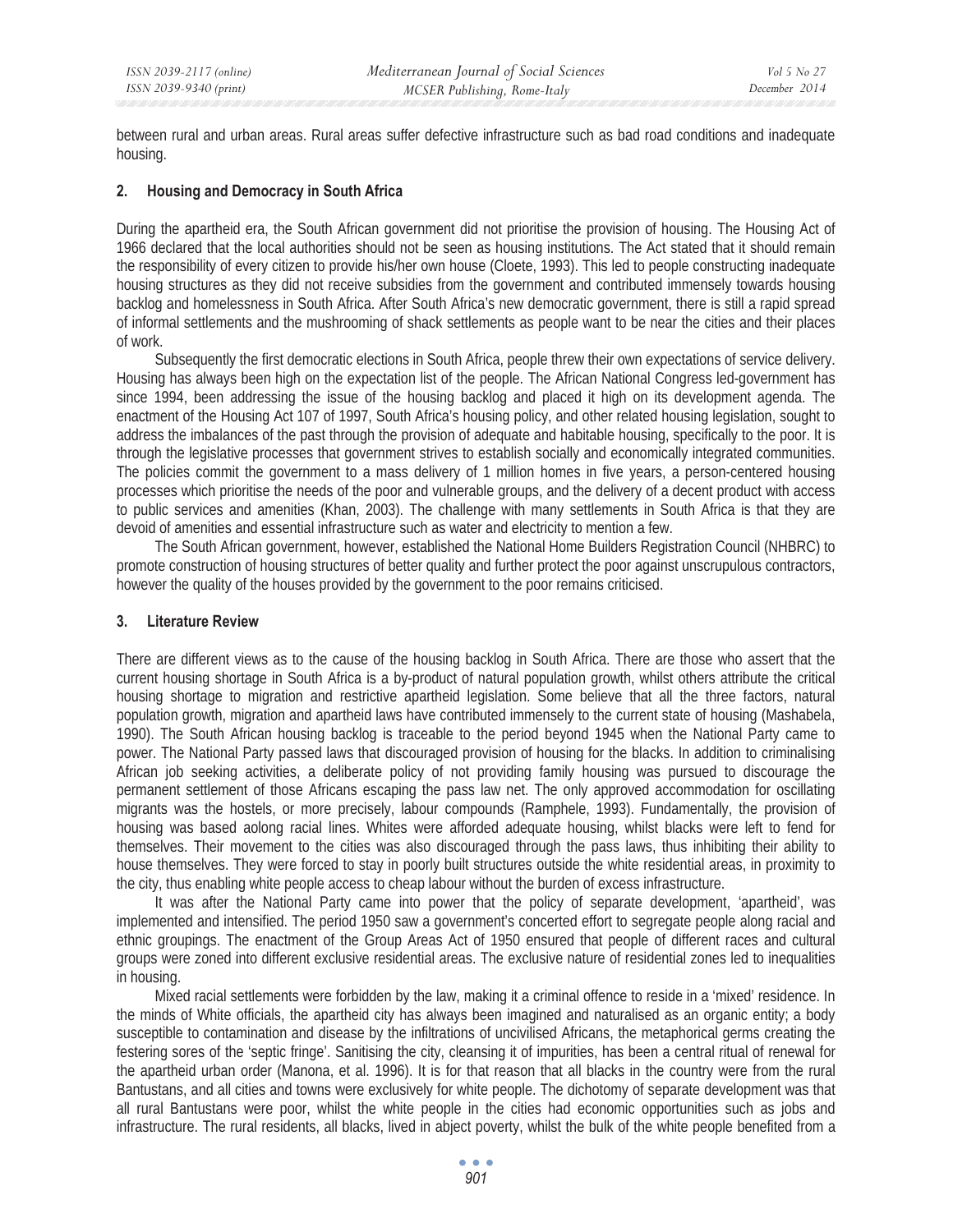between rural and urban areas. Rural areas suffer defective infrastructure such as bad road conditions and inadequate housing.

## 2. Housing and Democracy in South Africa

During the apartheid era, the South African government did not prioritise the provision of housing. The Housing Act of 1966 declared that the local authorities should not be seen as housing institutions. The Act stated that it should remain the responsibility of every citizen to provide his/her own house (Cloete, 1993). This led to people constructing inadequate housing structures as they did not receive subsidies from the government and contributed immensely towards housing backlog and homelessness in South Africa. After South Africa's new democratic government, there is still a rapid spread of informal settlements and the mushrooming of shack settlements as people want to be near the cities and their places of work.

Subsequently the first democratic elections in South Africa, people threw their own expectations of service delivery. Housing has always been high on the expectation list of the people. The African National Congress led-government has since 1994, been addressing the issue of the housing backlog and placed it high on its development agenda. The enactment of the Housing Act 107 of 1997, South Africa's housing policy, and other related housing legislation, sought to address the imbalances of the past through the provision of adequate and habitable housing, specifically to the poor. It is through the legislative processes that government strives to establish socially and economically integrated communities. The policies commit the government to a mass delivery of 1 million homes in five years, a person-centered housing processes which prioritise the needs of the poor and vulnerable groups, and the delivery of a decent product with access to public services and amenities (Khan, 2003). The challenge with many settlements in South Africa is that they are devoid of amenities and essential infrastructure such as water and electricity to mention a few.

The South African government, however, established the National Home Builders Registration Council (NHBRC) to promote construction of housing structures of better quality and further protect the poor against unscrupulous contractors, however the quality of the houses provided by the government to the poor remains criticised.

## 3. Literature Review

There are different views as to the cause of the housing backlog in South Africa. There are those who assert that the current housing shortage in South Africa is a by-product of natural population growth, whilst others attribute the critical housing shortage to migration and restrictive apartheid legislation. Some believe that all the three factors, natural population growth, migration and apartheid laws have contributed immensely to the current state of housing (Mashabela, 1990). The South African housing backlog is traceable to the period beyond 1945 when the National Party came to power. The National Party passed laws that discouraged provision of housing for the blacks. In addition to criminalising African job seeking activities, a deliberate policy of not providing family housing was pursued to discourage the permanent settlement of those Africans escaping the pass law net. The only approved accommodation for oscillating migrants was the hostels, or more precisely, labour compounds (Ramphele, 1993). Fundamentally, the provision of housing was based aolong racial lines. Whites were afforded adequate housing, whilst blacks were left to fend for themselves. Their movement to the cities was also discouraged through the pass laws, thus inhibiting their ability to house themselves. They were forced to stay in poorly built structures outside the white residential areas, in proximity to the city, thus enabling white people access to cheap labour without the burden of excess infrastructure.

It was after the National Party came into power that the policy of separate development, 'apartheid', was implemented and intensified. The period 1950 saw a government's concerted effort to segregate people along racial and ethnic groupings. The enactment of the Group Areas Act of 1950 ensured that people of different races and cultural groups were zoned into different exclusive residential areas. The exclusive nature of residential zones led to inequalities in housing.

Mixed racial settlements were forbidden by the law, making it a criminal offence to reside in a 'mixed' residence. In the minds of White officials, the apartheid city has always been imagined and naturalised as an organic entity; a body susceptible to contamination and disease by the infiltrations of uncivilised Africans, the metaphorical germs creating the festering sores of the 'septic fringe'. Sanitising the city, cleansing it of impurities, has been a central ritual of renewal for the apartheid urban order (Manona, et al. 1996). It is for that reason that all blacks in the country were from the rural Bantustans, and all cities and towns were exclusively for white people. The dichotomy of separate development was that all rural Bantustans were poor, whilst the white people in the cities had economic opportunities such as jobs and infrastructure. The rural residents, all blacks, lived in abject poverty, whilst the bulk of the white people benefited from a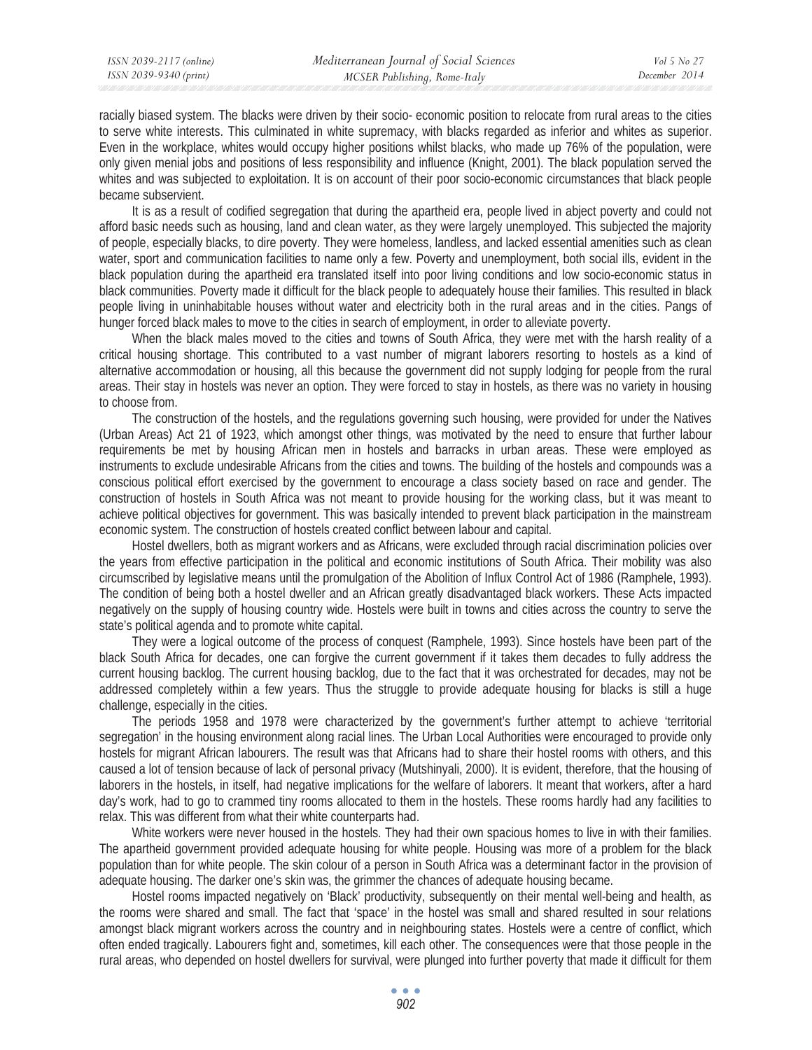racially biased system. The blacks were driven by their socio- economic position to relocate from rural areas to the cities to serve white interests. This culminated in white supremacy, with blacks regarded as inferior and whites as superior. Even in the workplace, whites would occupy higher positions whilst blacks, who made up 76% of the population, were only given menial jobs and positions of less responsibility and influence (Knight, 2001). The black population served the whites and was subjected to exploitation. It is on account of their poor socio-economic circumstances that black people became subservient.

It is as a result of codified segregation that during the apartheid era, people lived in abject poverty and could not afford basic needs such as housing, land and clean water, as they were largely unemployed. This subjected the majority of people, especially blacks, to dire poverty. They were homeless, landless, and lacked essential amenities such as clean water, sport and communication facilities to name only a few. Poverty and unemployment, both social ills, evident in the black population during the apartheid era translated itself into poor living conditions and low socio-economic status in black communities. Poverty made it difficult for the black people to adequately house their families. This resulted in black people living in uninhabitable houses without water and electricity both in the rural areas and in the cities. Pangs of hunger forced black males to move to the cities in search of employment, in order to alleviate poverty.

When the black males moved to the cities and towns of South Africa, they were met with the harsh reality of a critical housing shortage. This contributed to a vast number of migrant laborers resorting to hostels as a kind of alternative accommodation or housing, all this because the government did not supply lodging for people from the rural areas. Their stay in hostels was never an option. They were forced to stay in hostels, as there was no variety in housing to choose from.

The construction of the hostels, and the regulations governing such housing, were provided for under the Natives (Urban Areas) Act 21 of 1923, which amongst other things, was motivated by the need to ensure that further labour requirements be met by housing African men in hostels and barracks in urban areas. These were employed as instruments to exclude undesirable Africans from the cities and towns. The building of the hostels and compounds was a conscious political effort exercised by the government to encourage a class society based on race and gender. The construction of hostels in South Africa was not meant to provide housing for the working class, but it was meant to achieve political objectives for government. This was basically intended to prevent black participation in the mainstream economic system. The construction of hostels created conflict between labour and capital.

Hostel dwellers, both as migrant workers and as Africans, were excluded through racial discrimination policies over the years from effective participation in the political and economic institutions of South Africa. Their mobility was also circumscribed by legislative means until the promulgation of the Abolition of Influx Control Act of 1986 (Ramphele, 1993). The condition of being both a hostel dweller and an African greatly disadvantaged black workers. These Acts impacted negatively on the supply of housing country wide. Hostels were built in towns and cities across the country to serve the state's political agenda and to promote white capital.

They were a logical outcome of the process of conquest (Ramphele, 1993). Since hostels have been part of the black South Africa for decades, one can forgive the current government if it takes them decades to fully address the current housing backlog. The current housing backlog, due to the fact that it was orchestrated for decades, may not be addressed completely within a few years. Thus the struggle to provide adequate housing for blacks is still a huge challenge, especially in the cities.

The periods 1958 and 1978 were characterized by the government's further attempt to achieve 'territorial segregation' in the housing environment along racial lines. The Urban Local Authorities were encouraged to provide only hostels for migrant African labourers. The result was that Africans had to share their hostel rooms with others, and this caused a lot of tension because of lack of personal privacy (Mutshinyali, 2000). It is evident, therefore, that the housing of laborers in the hostels, in itself, had negative implications for the welfare of laborers. It meant that workers, after a hard day's work, had to go to crammed tiny rooms allocated to them in the hostels. These rooms hardly had any facilities to relax. This was different from what their white counterparts had.

White workers were never housed in the hostels. They had their own spacious homes to live in with their families. The apartheid government provided adequate housing for white people. Housing was more of a problem for the black population than for white people. The skin colour of a person in South Africa was a determinant factor in the provision of adequate housing. The darker one's skin was, the grimmer the chances of adequate housing became.

Hostel rooms impacted negatively on 'Black' productivity, subsequently on their mental well-being and health, as the rooms were shared and small. The fact that 'space' in the hostel was small and shared resulted in sour relations amongst black migrant workers across the country and in neighbouring states. Hostels were a centre of conflict, which often ended tragically. Labourers fight and, sometimes, kill each other. The consequences were that those people in the rural areas, who depended on hostel dwellers for survival, were plunged into further poverty that made it difficult for them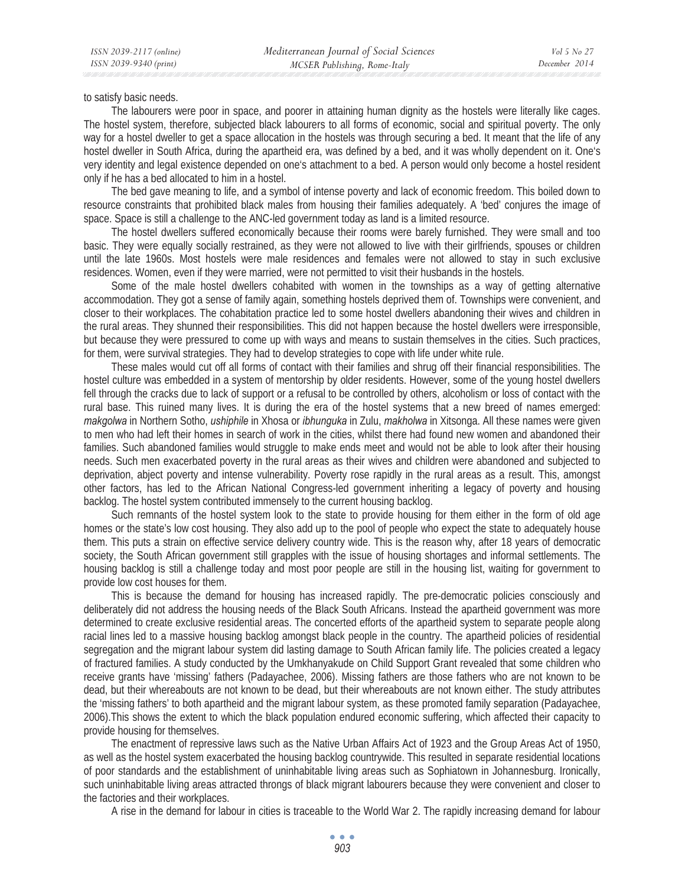to satisfy basic needs.

The labourers were poor in space, and poorer in attaining human dignity as the hostels were literally like cages. The hostel system, therefore, subjected black labourers to all forms of economic, social and spiritual poverty. The only way for a hostel dweller to get a space allocation in the hostels was through securing a bed. It meant that the life of any hostel dweller in South Africa, during the apartheid era, was defined by a bed, and it was wholly dependent on it. One's very identity and legal existence depended on one's attachment to a bed. A person would only become a hostel resident only if he has a bed allocated to him in a hostel.

The bed gave meaning to life, and a symbol of intense poverty and lack of economic freedom. This boiled down to resource constraints that prohibited black males from housing their families adequately. A 'bed' conjures the image of space. Space is still a challenge to the ANC-led government today as land is a limited resource.

The hostel dwellers suffered economically because their rooms were barely furnished. They were small and too basic. They were equally socially restrained, as they were not allowed to live with their girlfriends, spouses or children until the late 1960s. Most hostels were male residences and females were not allowed to stay in such exclusive residences. Women, even if they were married, were not permitted to visit their husbands in the hostels.

Some of the male hostel dwellers cohabited with women in the townships as a way of getting alternative accommodation. They got a sense of family again, something hostels deprived them of. Townships were convenient, and closer to their workplaces. The cohabitation practice led to some hostel dwellers abandoning their wives and children in the rural areas. They shunned their responsibilities. This did not happen because the hostel dwellers were irresponsible, but because they were pressured to come up with ways and means to sustain themselves in the cities. Such practices, for them, were survival strategies. They had to develop strategies to cope with life under white rule.

These males would cut off all forms of contact with their families and shrug off their financial responsibilities. The hostel culture was embedded in a system of mentorship by older residents. However, some of the young hostel dwellers fell through the cracks due to lack of support or a refusal to be controlled by others, alcoholism or loss of contact with the rural base. This ruined many lives. It is during the era of the hostel systems that a new breed of names emerged: *makgolwa* in Northern Sotho, *ushiphile* in Xhosa or *ibhunguka* in Zulu, *makholwa* in Xitsonga. All these names were given to men who had left their homes in search of work in the cities, whilst there had found new women and abandoned their families. Such abandoned families would struggle to make ends meet and would not be able to look after their housing needs. Such men exacerbated poverty in the rural areas as their wives and children were abandoned and subjected to deprivation, abject poverty and intense vulnerability. Poverty rose rapidly in the rural areas as a result. This, amongst other factors, has led to the African National Congress-led government inheriting a legacy of poverty and housing backlog. The hostel system contributed immensely to the current housing backlog.

Such remnants of the hostel system look to the state to provide housing for them either in the form of old age homes or the state's low cost housing. They also add up to the pool of people who expect the state to adequately house them. This puts a strain on effective service delivery country wide. This is the reason why, after 18 years of democratic society, the South African government still grapples with the issue of housing shortages and informal settlements. The housing backlog is still a challenge today and most poor people are still in the housing list, waiting for government to provide low cost houses for them.

This is because the demand for housing has increased rapidly. The pre-democratic policies consciously and deliberately did not address the housing needs of the Black South Africans. Instead the apartheid government was more determined to create exclusive residential areas. The concerted efforts of the apartheid system to separate people along racial lines led to a massive housing backlog amongst black people in the country. The apartheid policies of residential segregation and the migrant labour system did lasting damage to South African family life. The policies created a legacy of fractured families. A study conducted by the Umkhanyakude on Child Support Grant revealed that some children who receive grants have 'missing' fathers (Padayachee, 2006). Missing fathers are those fathers who are not known to be dead, but their whereabouts are not known to be dead, but their whereabouts are not known either. The study attributes the 'missing fathers' to both apartheid and the migrant labour system, as these promoted family separation (Padayachee, 2006).This shows the extent to which the black population endured economic suffering, which affected their capacity to provide housing for themselves.

The enactment of repressive laws such as the Native Urban Affairs Act of 1923 and the Group Areas Act of 1950, as well as the hostel system exacerbated the housing backlog countrywide. This resulted in separate residential locations of poor standards and the establishment of uninhabitable living areas such as Sophiatown in Johannesburg. Ironically, such uninhabitable living areas attracted throngs of black migrant labourers because they were convenient and closer to the factories and their workplaces.

A rise in the demand for labour in cities is traceable to the World War 2. The rapidly increasing demand for labour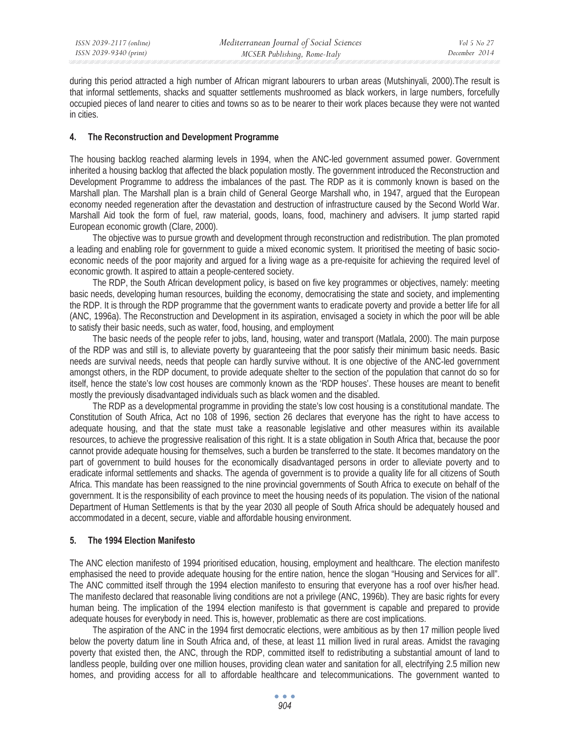during this period attracted a high number of African migrant labourers to urban areas (Mutshinyali, 2000).The result is that informal settlements, shacks and squatter settlements mushroomed as black workers, in large numbers, forcefully occupied pieces of land nearer to cities and towns so as to be nearer to their work places because they were not wanted in cities.

## 4. The Reconstruction and Development Programme

The housing backlog reached alarming levels in 1994, when the ANC-led government assumed power. Government inherited a housing backlog that affected the black population mostly. The government introduced the Reconstruction and Development Programme to address the imbalances of the past. The RDP as it is commonly known is based on the Marshall plan. The Marshall plan is a brain child of General George Marshall who, in 1947, argued that the European economy needed regeneration after the devastation and destruction of infrastructure caused by the Second World War. Marshall Aid took the form of fuel, raw material, goods, loans, food, machinery and advisers. It jump started rapid European economic growth (Clare, 2000).

The objective was to pursue growth and development through reconstruction and redistribution. The plan promoted a leading and enabling role for government to guide a mixed economic system. It prioritised the meeting of basic socio-economic needs of the poor majority and argued for a living wage as a pre-requisite for achieving the required level of economic growth. It aspired to attain a people-centered society.

The RDP, the South African development policy, is based on five key programmes or objectives, namely: meeting basic needs, developing human resources, building the economy, democratising the state and society, and implementing the RDP. It is through the RDP programme that the government wants to eradicate poverty and provide a better life for all (ANC, 1996a). The Reconstruction and Development in its aspiration, envisaged a society in which the poor will be able to satisfy their basic needs, such as water, food, housing, and employment

The basic needs of the people refer to jobs, land, housing, water and transport (Matlala, 2000). The main purpose of the RDP was and still is, to alleviate poverty by guaranteeing that the poor satisfy their minimum basic needs. Basic needs are survival needs, needs that people can hardly survive without. It is one objective of the ANC-led government amongst others, in the RDP document, to provide adequate shelter to the section of the population that cannot do so for itself, hence the state's low cost houses are commonly known as the 'RDP houses'. These houses are meant to benefit mostly the previously disadvantaged individuals such as black women and the disabled.

The RDP as a developmental programme in providing the state's low cost housing is a constitutional mandate. The Constitution of South Africa, Act no 108 of 1996, section 26 declares that everyone has the right to have access to adequate housing, and that the state must take a reasonable legislative and other measures within its available resources, to achieve the progressive realisation of this right. It is a state obligation in South Africa that, because the poor cannot provide adequate housing for themselves, such a burden be transferred to the state. It becomes mandatory on the part of government to build houses for the economically disadvantaged persons in order to alleviate poverty and to eradicate informal settlements and shacks. The agenda of government is to provide a quality life for all citizens of South Africa. This mandate has been reassigned to the nine provincial governments of South Africa to execute on behalf of the government. It is the responsibility of each province to meet the housing needs of its population. The vision of the national Department of Human Settlements is that by the year 2030 all people of South Africa should be adequately housed and accommodated in a decent, secure, viable and affordable housing environment.

## 5. The 1994 Election Manifesto

The ANC election manifesto of 1994 prioritised education, housing, employment and healthcare. The election manifesto emphasised the need to provide adequate housing for the entire nation, hence the slogan "Housing and Services for all". The ANC committed itself through the 1994 election manifesto to ensuring that everyone has a roof over his/her head. The manifesto declared that reasonable living conditions are not a privilege (ANC, 1996b). They are basic rights for every human being. The implication of the 1994 election manifesto is that government is capable and prepared to provide adequate houses for everybody in need. This is, however, problematic as there are cost implications.

The aspiration of the ANC in the 1994 first democratic elections, were ambitious as by then 17 million people lived below the poverty datum line in South Africa and, of these, at least 11 million lived in rural areas. Amidst the ravaging poverty that existed then, the ANC, through the RDP, committed itself to redistributing a substantial amount of land to landless people, building over one million houses, providing clean water and sanitation for all, electrifying 2.5 million new homes, and providing access for all to affordable healthcare and telecommunications. The government wanted to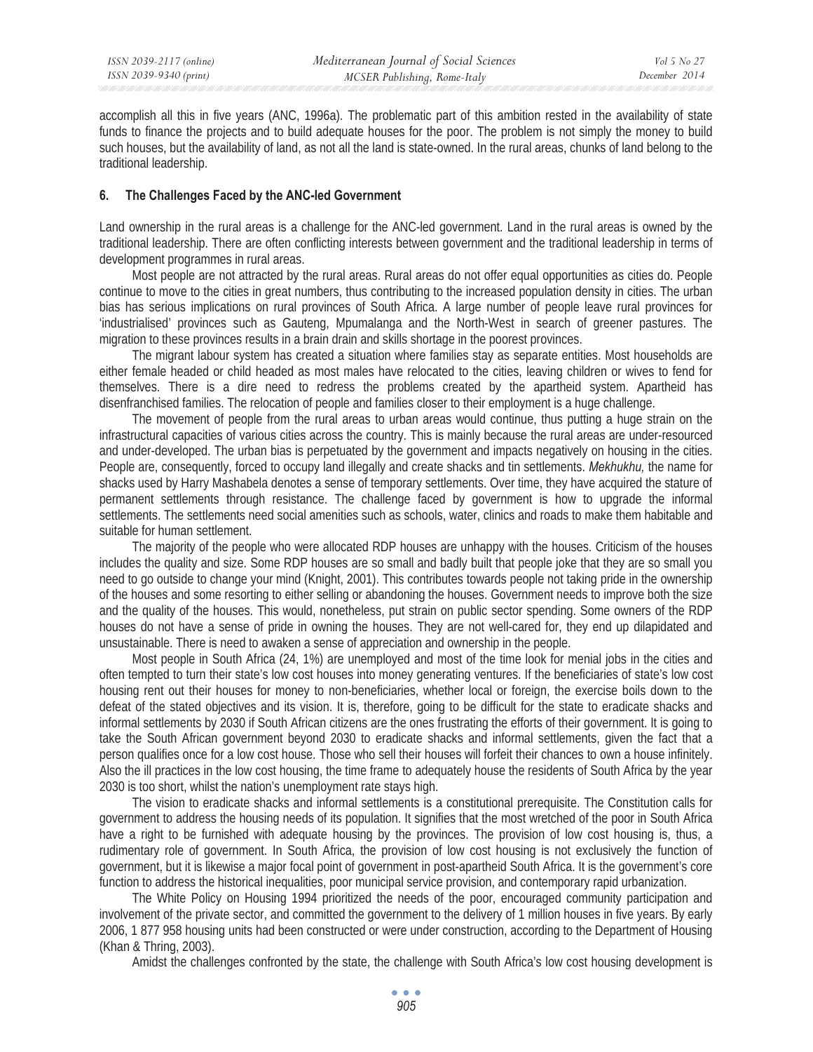accomplish all this in five years (ANC, 1996a). The problematic part of this ambition rested in the availability of state funds to finance the projects and to build adequate houses for the poor. The problem is not simply the money to build such houses, but the availability of land, as not all the land is state-owned. In the rural areas, chunks of land belong to the traditional leadership.

## 6. The Challenges Faced by the ANC-led Government

Land ownership in the rural areas is a challenge for the ANC-led government. Land in the rural areas is owned by the traditional leadership. There are often conflicting interests between government and the traditional leadership in terms of development programmes in rural areas.

Most people are not attracted by the rural areas. Rural areas do not offer equal opportunities as cities do. People continue to move to the cities in great numbers, thus contributing to the increased population density in cities. The urban bias has serious implications on rural provinces of South Africa. A large number of people leave rural provinces for 'industrialised' provinces such as Gauteng, Mpumalanga and the North-West in search of greener pastures. The migration to these provinces results in a brain drain and skills shortage in the poorest provinces.

The migrant labour system has created a situation where families stay as separate entities. Most households are either female headed or child headed as most males have relocated to the cities, leaving children or wives to fend for themselves. There is a dire need to redress the problems created by the apartheid system. Apartheid has disenfranchised families. The relocation of people and families closer to their employment is a huge challenge.

The movement of people from the rural areas to urban areas would continue, thus putting a huge strain on the infrastructural capacities of various cities across the country. This is mainly because the rural areas are under-resourced and under-developed. The urban bias is perpetuated by the government and impacts negatively on housing in the cities. People are, consequently, forced to occupy land illegally and create shacks and tin settlements. *Mekhukhu,* the name for shacks used by Harry Mashabela denotes a sense of temporary settlements. Over time, they have acquired the stature of permanent settlements through resistance. The challenge faced by government is how to upgrade the informal settlements. The settlements need social amenities such as schools, water, clinics and roads to make them habitable and suitable for human settlement.

The majority of the people who were allocated RDP houses are unhappy with the houses. Criticism of the houses includes the quality and size. Some RDP houses are so small and badly built that people joke that they are so small you need to go outside to change your mind (Knight, 2001). This contributes towards people not taking pride in the ownership of the houses and some resorting to either selling or abandoning the houses. Government needs to improve both the size and the quality of the houses. This would, nonetheless, put strain on public sector spending. Some owners of the RDP houses do not have a sense of pride in owning the houses. They are not well-cared for, they end up dilapidated and unsustainable. There is need to awaken a sense of appreciation and ownership in the people.

Most people in South Africa (24, 1%) are unemployed and most of the time look for menial jobs in the cities and often tempted to turn their state's low cost houses into money generating ventures. If the beneficiaries of state's low cost housing rent out their houses for money to non-beneficiaries, whether local or foreign, the exercise boils down to the defeat of the stated objectives and its vision. It is, therefore, going to be difficult for the state to eradicate shacks and informal settlements by 2030 if South African citizens are the ones frustrating the efforts of their government. It is going to take the South African government beyond 2030 to eradicate shacks and informal settlements, given the fact that a person qualifies once for a low cost house. Those who sell their houses will forfeit their chances to own a house infinitely. Also the ill practices in the low cost housing, the time frame to adequately house the residents of South Africa by the year 2030 is too short, whilst the nation's unemployment rate stays high.

The vision to eradicate shacks and informal settlements is a constitutional prerequisite. The Constitution calls for government to address the housing needs of its population. It signifies that the most wretched of the poor in South Africa have a right to be furnished with adequate housing by the provinces. The provision of low cost housing is, thus, a rudimentary role of government. In South Africa, the provision of low cost housing is not exclusively the function of government, but it is likewise a major focal point of government in post-apartheid South Africa. It is the government's core function to address the historical inequalities, poor municipal service provision, and contemporary rapid urbanization.

The White Policy on Housing 1994 prioritized the needs of the poor, encouraged community participation and involvement of the private sector, and committed the government to the delivery of 1 million houses in five years. By early 2006, 1 877 958 housing units had been constructed or were under construction, according to the Department of Housing (Khan & Thring, 2003).

Amidst the challenges confronted by the state, the challenge with South Africa's low cost housing development is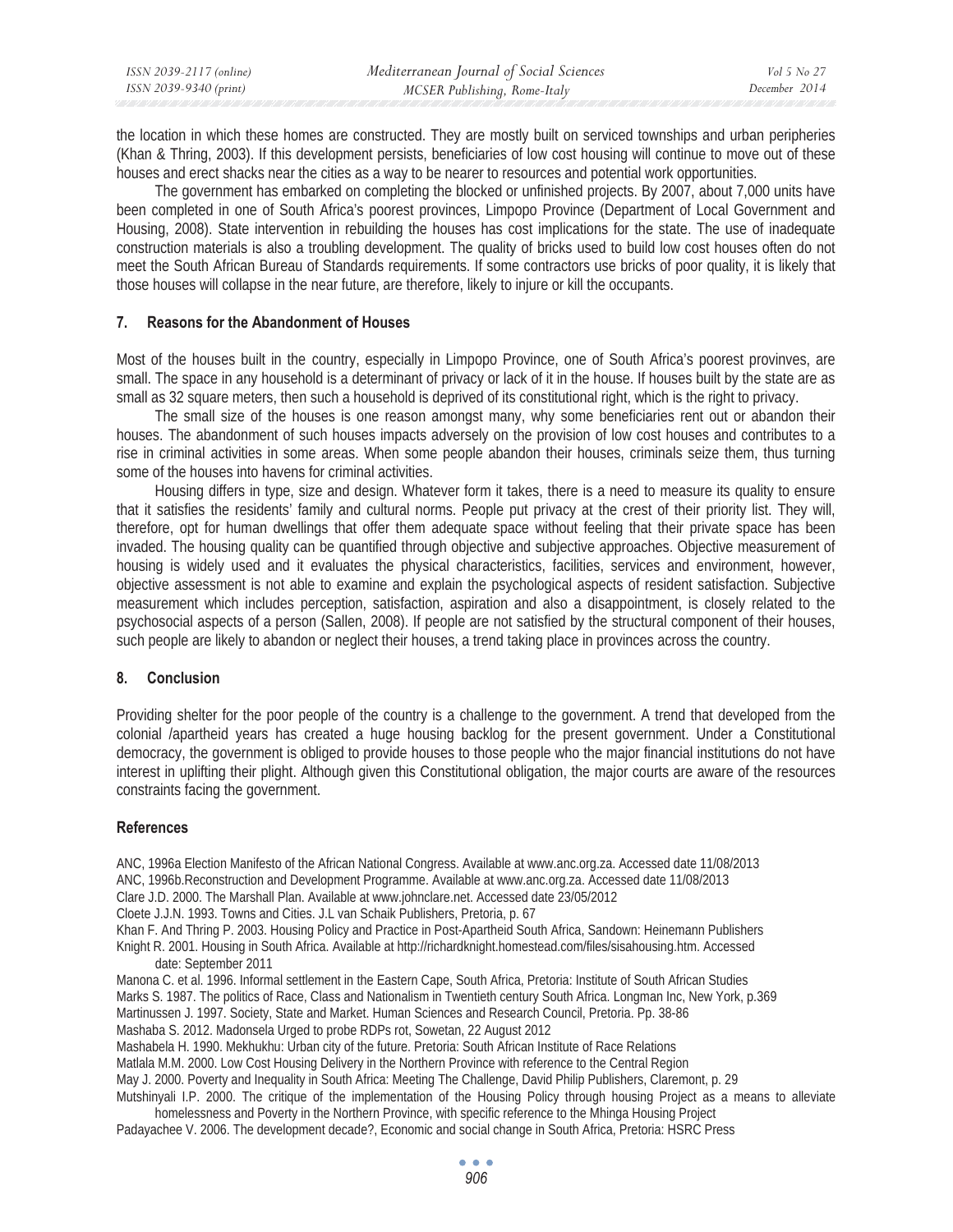the location in which these homes are constructed. They are mostly built on serviced townships and urban peripheries (Khan & Thring, 2003). If this development persists, beneficiaries of low cost housing will continue to move out of these houses and erect shacks near the cities as a way to be nearer to resources and potential work opportunities.

The government has embarked on completing the blocked or unfinished projects. By 2007, about 7,000 units have been completed in one of South Africa's poorest provinces, Limpopo Province (Department of Local Government and Housing, 2008). State intervention in rebuilding the houses has cost implications for the state. The use of inadequate construction materials is also a troubling development. The quality of bricks used to build low cost houses often do not meet the South African Bureau of Standards requirements. If some contractors use bricks of poor quality, it is likely that those houses will collapse in the near future, are therefore, likely to injure or kill the occupants.

## 7. Reasons for the Abandonment of Houses

Most of the houses built in the country, especially in Limpopo Province, one of South Africa's poorest provinves, are small. The space in any household is a determinant of privacy or lack of it in the house. If houses built by the state are as small as 32 square meters, then such a household is deprived of its constitutional right, which is the right to privacy.

The small size of the houses is one reason amongst many, why some beneficiaries rent out or abandon their houses. The abandonment of such houses impacts adversely on the provision of low cost houses and contributes to a rise in criminal activities in some areas. When some people abandon their houses, criminals seize them, thus turning some of the houses into havens for criminal activities.

Housing differs in type, size and design. Whatever form it takes, there is a need to measure its quality to ensure that it satisfies the residents' family and cultural norms. People put privacy at the crest of their priority list. They will, therefore, opt for human dwellings that offer them adequate space without feeling that their private space has been invaded. The housing quality can be quantified through objective and subjective approaches. Objective measurement of housing is widely used and it evaluates the physical characteristics, facilities, services and environment, however, objective assessment is not able to examine and explain the psychological aspects of resident satisfaction. Subjective measurement which includes perception, satisfaction, aspiration and also a disappointment, is closely related to the psychosocial aspects of a person (Sallen, 2008). If people are not satisfied by the structural component of their houses, such people are likely to abandon or neglect their houses, a trend taking place in provinces across the country.

## 8. Conclusion

Providing shelter for the poor people of the country is a challenge to the government. A trend that developed from the colonial /apartheid years has created a huge housing backlog for the present government. Under a Constitutional democracy, the government is obliged to provide houses to those people who the major financial institutions do not have interest in uplifting their plight. Although given this Constitutional obligation, the major courts are aware of the resources constraints facing the government.

## References

ANC, 1996a Election Manifesto of the African National Congress. Available at www.anc.org.za. Accessed date 11/08/2013

ANC, 1996b.Reconstruction and Development Programme. Available at www.anc.org.za. Accessed date 11/08/2013

Clare J.D. 2000. The Marshall Plan. Available at www.johnclare.net. Accessed date 23/05/2012

Cloete J.J.N. 1993. Towns and Cities. J.L van Schaik Publishers, Pretoria, p. 67

Khan F. And Thring P. 2003. Housing Policy and Practice in Post-Apartheid South Africa, Sandown: Heinemann Publishers

Knight R. 2001. Housing in South Africa. Available at http://richardknight.homestead.com/files/sisahousing.htm. Accessed date: September 2011

Manona C. et al. 1996. Informal settlement in the Eastern Cape, South Africa, Pretoria: Institute of South African Studies

Marks S. 1987. The politics of Race, Class and Nationalism in Twentieth century South Africa. Longman Inc, New York, p.369

Martinussen J. 1997. Society, State and Market. Human Sciences and Research Council, Pretoria. Pp. 38-86

Mashaba S. 2012. Madonsela Urged to probe RDPs rot, Sowetan, 22 August 2012

Mashabela H. 1990. Mekhukhu: Urban city of the future. Pretoria: South African Institute of Race Relations

Matlala M.M. 2000. Low Cost Housing Delivery in the Northern Province with reference to the Central Region

May J. 2000. Poverty and Inequality in South Africa: Meeting The Challenge, David Philip Publishers, Claremont, p. 29

Mutshinyali I.P. 2000. The critique of the implementation of the Housing Policy through housing Project as a means to alleviate homelessness and Poverty in the Northern Province, with specific reference to the Mhinga Housing Project

Padayachee V. 2006. The development decade?, Economic and social change in South Africa, Pretoria: HSRC Press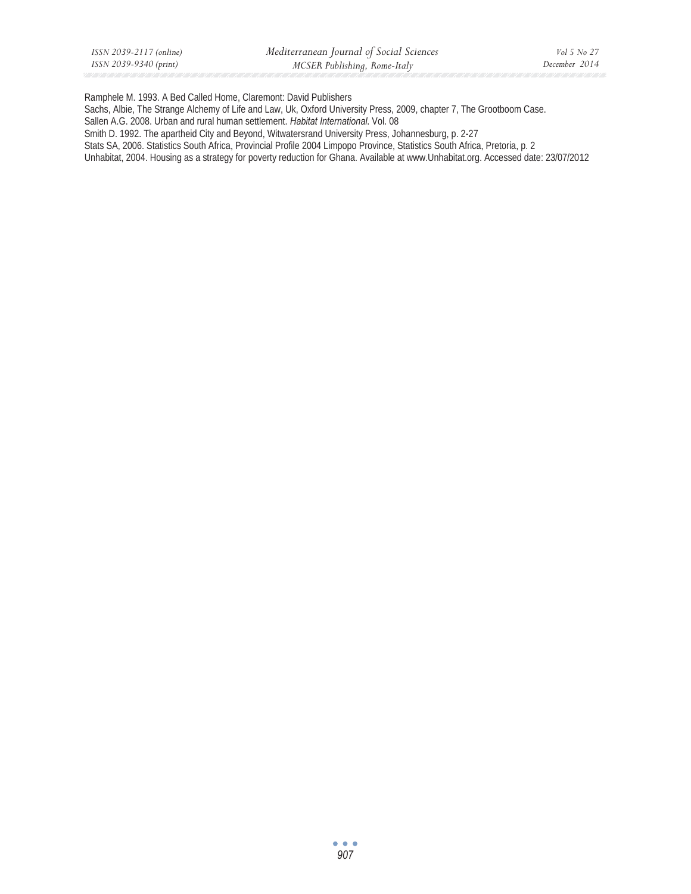Ramphele M. 1993. A Bed Called Home, Claremont: David Publishers

Sachs, Albie, The Strange Alchemy of Life and Law, Uk, Oxford University Press, 2009, chapter 7, The Grootboom Case.

Sallen A.G. 2008. Urban and rural human settlement. *Habitat International*. Vol. 08

Smith D. 1992. The apartheid City and Beyond, Witwatersrand University Press, Johannesburg, p. 2-27

Stats SA, 2006. Statistics South Africa, Provincial Profile 2004 Limpopo Province, Statistics South Africa, Pretoria, p. 2

Unhabitat, 2004. Housing as a strategy for poverty reduction for Ghana. Available at www.Unhabitat.org. Accessed date: 23/07/2012